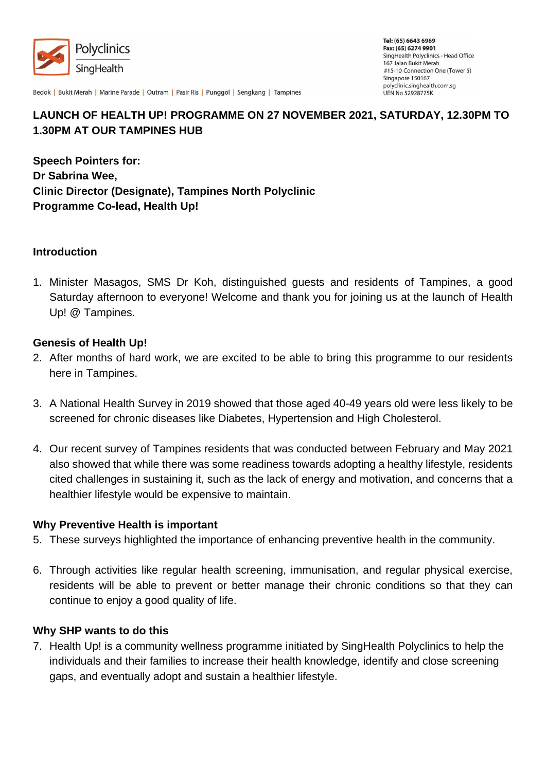Polyclinics SingHealth

Bedok | Bukit Merah | Marine Parade | Outram | Pasir Ris | Punggol | Sengkang | Tampines

**Tel: (65) 6643 6969**
**Fax: (65) 6274 9901**
SingHealth Polyclinics - Head Office
167 Jalan Bukit Merah
#15-10 Connection One (Tower 5)
Singapore 150167
polyclinic.singhealth.com.sg
UEN No 52928775K

**LAUNCH OF HEALTH UP! PROGRAMME ON 27 NOVEMBER 2021, SATURDAY, 12.30PM TO 1.30PM AT OUR TAMPINES HUB**

**Speech Pointers for:**
**Dr Sabrina Wee,**
**Clinic Director (Designate), Tampines North Polyclinic**
**Programme Co-lead, Health Up!**

### Introduction

1. Minister Masagos, SMS Dr Koh, distinguished guests and residents of Tampines, a good Saturday afternoon to everyone! Welcome and thank you for joining us at the launch of Health Up! @ Tampines.

### Genesis of Health Up!

2. After months of hard work, we are excited to be able to bring this programme to our residents here in Tampines.

3. A National Health Survey in 2019 showed that those aged 40-49 years old were less likely to be screened for chronic diseases like Diabetes, Hypertension and High Cholesterol.

4. Our recent survey of Tampines residents that was conducted between February and May 2021 also showed that while there was some readiness towards adopting a healthy lifestyle, residents cited challenges in sustaining it, such as the lack of energy and motivation, and concerns that a healthier lifestyle would be expensive to maintain.

### Why Preventive Health is important

5. These surveys highlighted the importance of enhancing preventive health in the community.

6. Through activities like regular health screening, immunisation, and regular physical exercise, residents will be able to prevent or better manage their chronic conditions so that they can continue to enjoy a good quality of life.

### Why SHP wants to do this

7. Health Up! is a community wellness programme initiated by SingHealth Polyclinics to help the individuals and their families to increase their health knowledge, identify and close screening gaps, and eventually adopt and sustain a healthier lifestyle.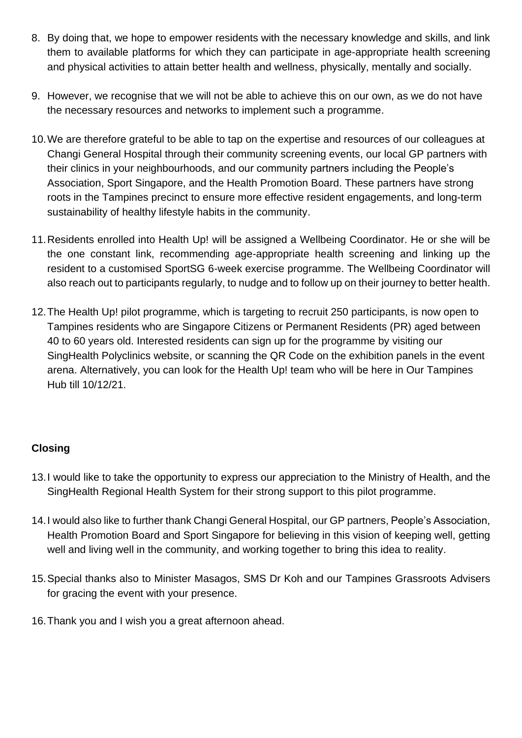8. By doing that, we hope to empower residents with the necessary knowledge and skills, and link them to available platforms for which they can participate in age-appropriate health screening and physical activities to attain better health and wellness, physically, mentally and socially.

9. However, we recognise that we will not be able to achieve this on our own, as we do not have the necessary resources and networks to implement such a programme.

10. We are therefore grateful to be able to tap on the expertise and resources of our colleagues at Changi General Hospital through their community screening events, our local GP partners with their clinics in your neighbourhoods, and our community partners including the People's Association, Sport Singapore, and the Health Promotion Board. These partners have strong roots in the Tampines precinct to ensure more effective resident engagements, and long-term sustainability of healthy lifestyle habits in the community.

11. Residents enrolled into Health Up! will be assigned a Wellbeing Coordinator. He or she will be the one constant link, recommending age-appropriate health screening and linking up the resident to a customised SportSG 6-week exercise programme. The Wellbeing Coordinator will also reach out to participants regularly, to nudge and to follow up on their journey to better health.

12. The Health Up! pilot programme, which is targeting to recruit 250 participants, is now open to Tampines residents who are Singapore Citizens or Permanent Residents (PR) aged between 40 to 60 years old. Interested residents can sign up for the programme by visiting our SingHealth Polyclinics website, or scanning the QR Code on the exhibition panels in the event arena. Alternatively, you can look for the Health Up! team who will be here in Our Tampines Hub till 10/12/21.

**Closing**

13. I would like to take the opportunity to express our appreciation to the Ministry of Health, and the SingHealth Regional Health System for their strong support to this pilot programme.

14. I would also like to further thank Changi General Hospital, our GP partners, People's Association, Health Promotion Board and Sport Singapore for believing in this vision of keeping well, getting well and living well in the community, and working together to bring this idea to reality.

15. Special thanks also to Minister Masagos, SMS Dr Koh and our Tampines Grassroots Advisers for gracing the event with your presence.

16. Thank you and I wish you a great afternoon ahead.